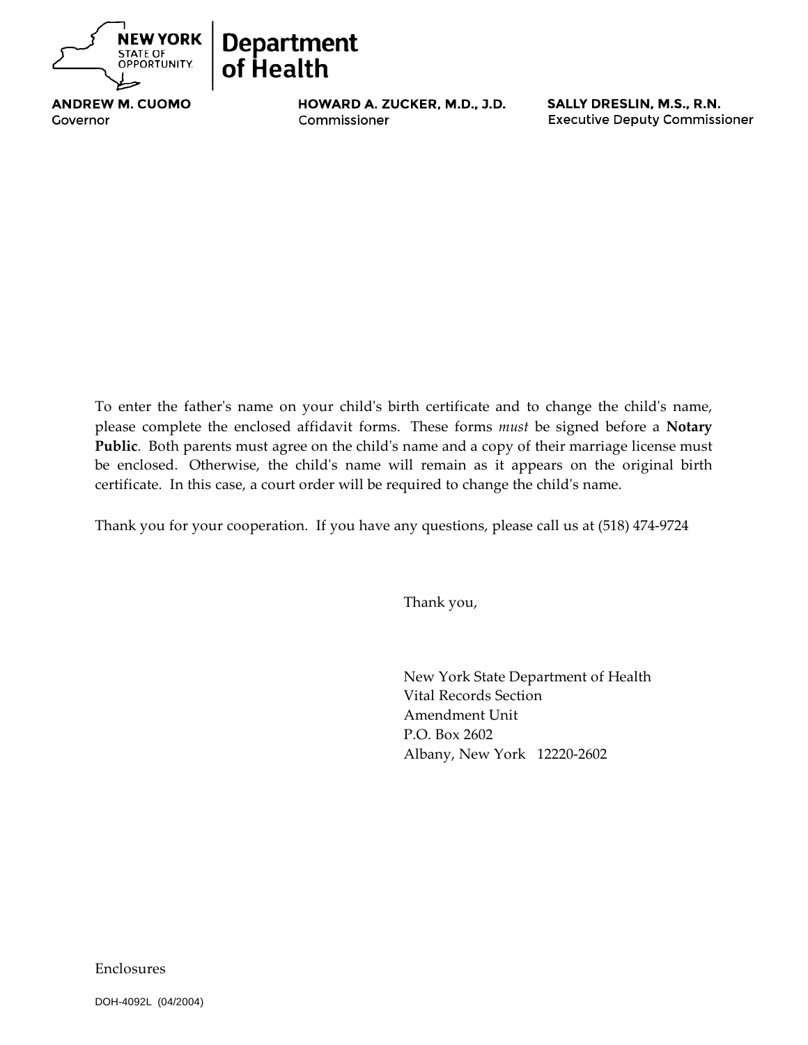**NEW YORK** STATE OF OPPORTUNITY. | **Department of Health**

**ANDREW M. CUOMO**
Governor

**HOWARD A. ZUCKER, M.D., J.D.**
Commissioner

**SALLY DRESLIN, M.S., R.N.**
Executive Deputy Commissioner

To enter the father's name on your child's birth certificate and to change the child's name, please complete the enclosed affidavit forms. These forms *must* be signed before a **Notary Public**. Both parents must agree on the child's name and a copy of their marriage license must be enclosed. Otherwise, the child's name will remain as it appears on the original birth certificate. In this case, a court order will be required to change the child's name.

Thank you for your cooperation. If you have any questions, please call us at (518) 474-9724

Thank you,

New York State Department of Health
Vital Records Section
Amendment Unit
P.O. Box 2602
Albany, New York 12220-2602

Enclosures

DOH-4092L (04/2004)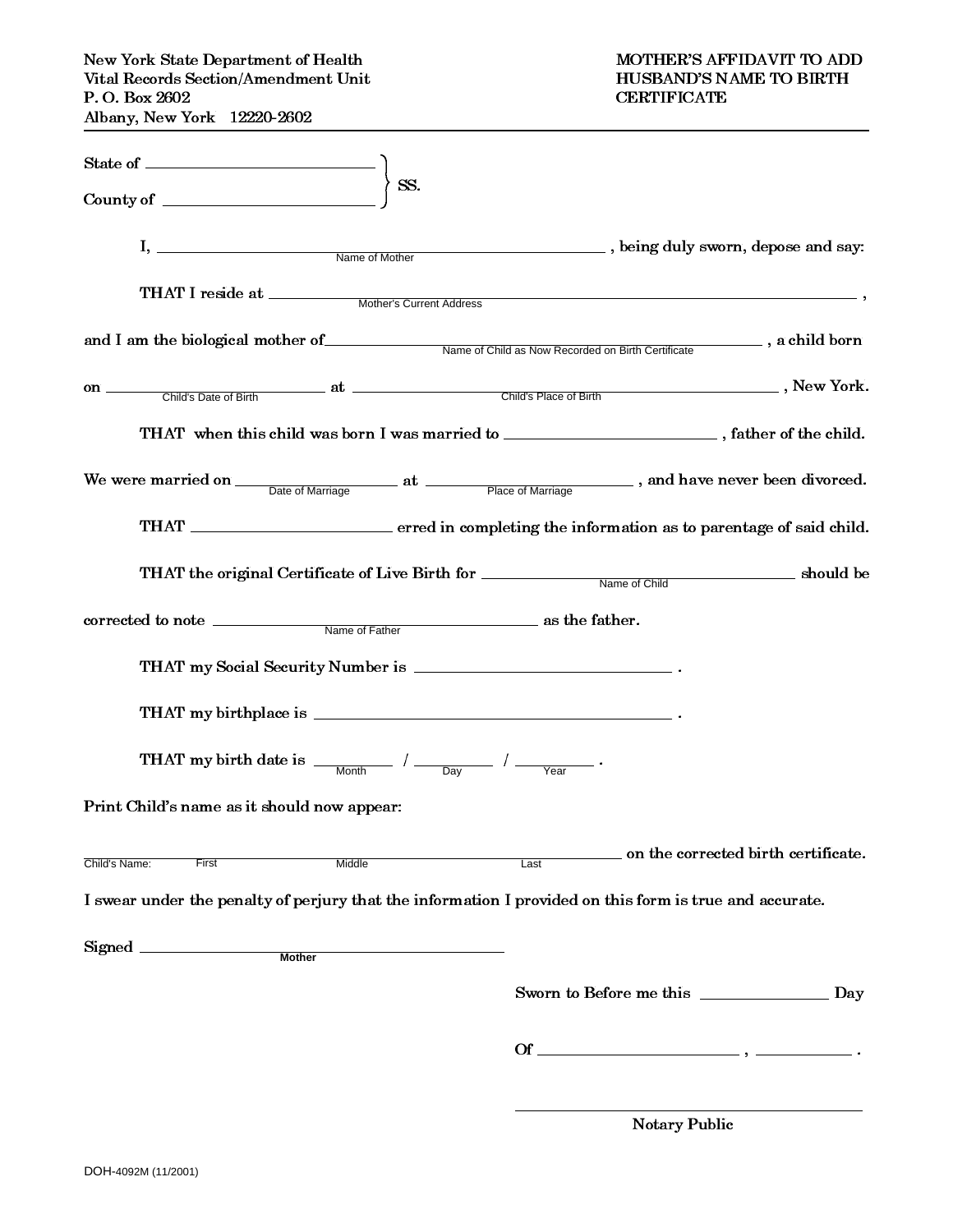New York State Department of Health
Vital Records Section/Amendment Unit
P. O. Box 2602
Albany, New York 12220-2602

**MOTHER'S AFFIDAVIT TO ADD HUSBAND'S NAME TO BIRTH CERTIFICATE**

---

State of ______________________ }
County of ____________________ } SS.

I, ______________________________ (Name of Mother), being duly sworn, depose and say:

THAT I reside at ______________________________ (Mother's Current Address),

and I am the biological mother of ______________________________ (Name of Child as Now Recorded on Birth Certificate), a child born

on ______________ (Child's Date of Birth) at ______________________________ (Child's Place of Birth), New York.

THAT when this child was born I was married to ______________________, father of the child.

We were married on ______________ (Date of Marriage) at ______________ (Place of Marriage), and have never been divorced.

THAT ______________________ erred in completing the information as to parentage of said child.

THAT the original Certificate of Live Birth for ______________________ (Name of Child) should be

corrected to note ______________________ (Name of Father) as the father.

THAT my Social Security Number is ______________________.

THAT my birthplace is ______________________.

THAT my birth date is ________ (Month) / ________ (Day) / ________ (Year).

Print Child's name as it should now appear:

Child's Name: ____________ (First) ____________ (Middle) ____________ (Last) on the corrected birth certificate.

I swear under the penalty of perjury that the information I provided on this form is true and accurate.

Signed ______________________________ (Mother)

Sworn to Before me this ______________ Day

Of ______________________, ____________.

______________________________
Notary Public

DOH-4092M (11/2001)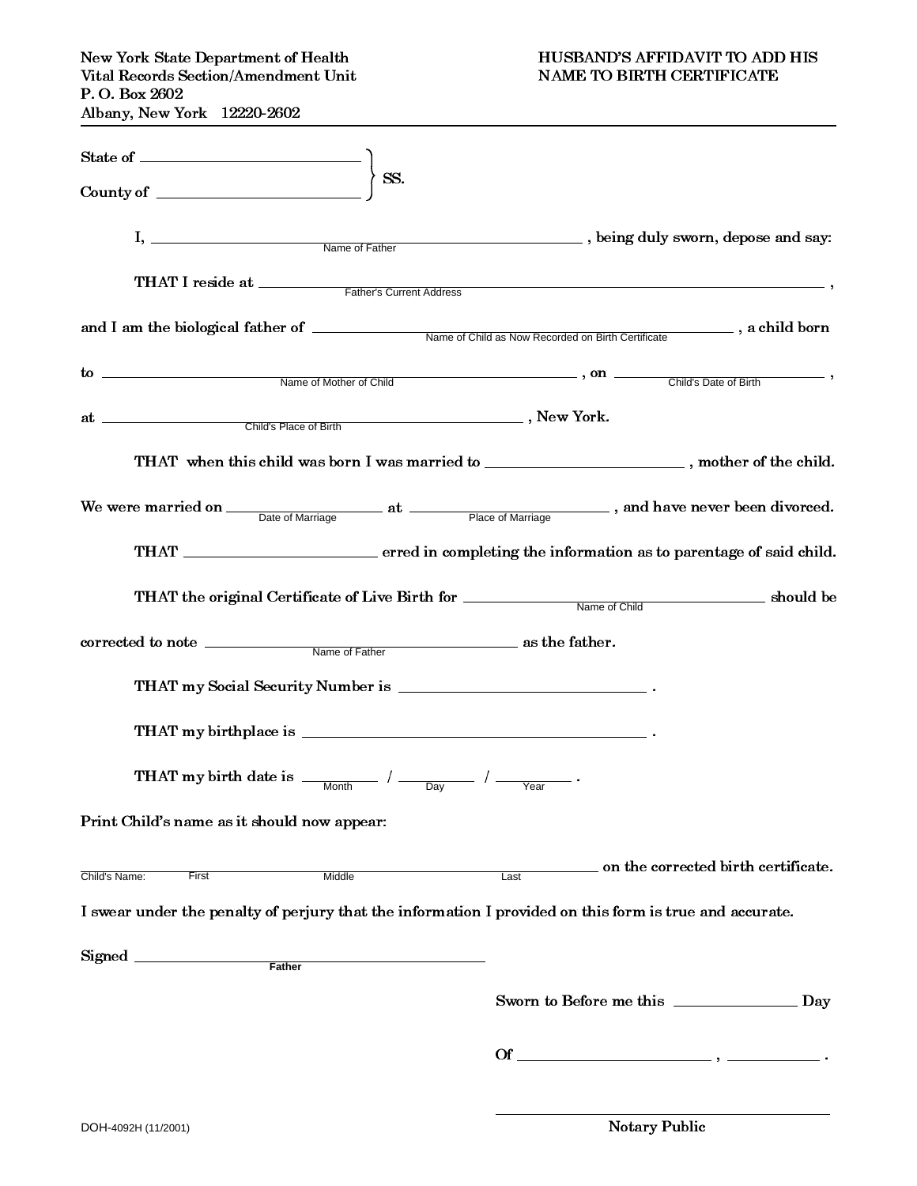New York State Department of Health
Vital Records Section/Amendment Unit
P. O. Box 2602
Albany, New York 12220-2602

**HUSBAND'S AFFIDAVIT TO ADD HIS NAME TO BIRTH CERTIFICATE**

State of ____________________
County of ____________________ } SS.

I, ______________________________ (Name of Father), being duly sworn, depose and say:

THAT I reside at ______________________________ (Father's Current Address),

and I am the biological father of ______________________________ (Name of Child as Now Recorded on Birth Certificate), a child born

to ______________________________ (Name of Mother of Child), on ____________________ (Child's Date of Birth),

at ______________________________ (Child's Place of Birth), New York.

THAT when this child was born I was married to ____________________, mother of the child.

We were married on ____________________ (Date of Marriage) at ____________________ (Place of Marriage), and have never been divorced.

THAT ____________________ erred in completing the information as to parentage of said child.

THAT the original Certificate of Live Birth for ______________________________ (Name of Child) should be

corrected to note ______________________________ (Name of Father) as the father.

THAT my Social Security Number is ____________________.

THAT my birthplace is ______________________________.

THAT my birth date is ________ (Month) / ________ (Day) / ________ (Year).

Print Child's name as it should now appear:

Child's Name: __________ (First) __________ (Middle) __________ (Last) on the corrected birth certificate.

I swear under the penalty of perjury that the information I provided on this form is true and accurate.

Signed ______________________________
Father

Sworn to Before me this ____________ Day

Of ____________________, __________.

______________________________
Notary Public

DOH-4092H (11/2001)